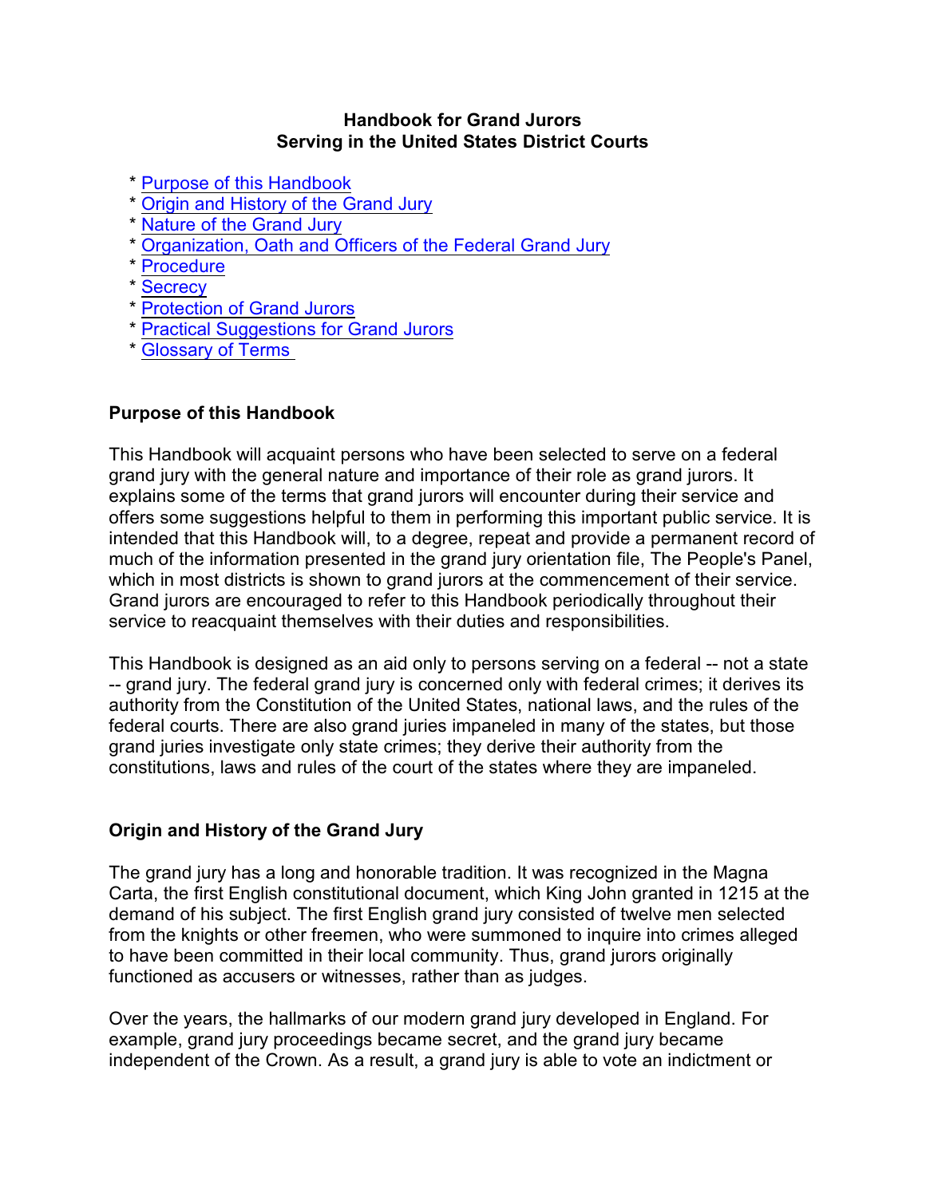**Handbook for Grand Jurors**
**Serving in the United States District Courts**

* Purpose of this Handbook
* Origin and History of the Grand Jury
* Nature of the Grand Jury
* Organization, Oath and Officers of the Federal Grand Jury
* Procedure
* Secrecy
* Protection of Grand Jurors
* Practical Suggestions for Grand Jurors
* Glossary of Terms

## Purpose of this Handbook

This Handbook will acquaint persons who have been selected to serve on a federal grand jury with the general nature and importance of their role as grand jurors. It explains some of the terms that grand jurors will encounter during their service and offers some suggestions helpful to them in performing this important public service. It is intended that this Handbook will, to a degree, repeat and provide a permanent record of much of the information presented in the grand jury orientation file, The People's Panel, which in most districts is shown to grand jurors at the commencement of their service. Grand jurors are encouraged to refer to this Handbook periodically throughout their service to reacquaint themselves with their duties and responsibilities.

This Handbook is designed as an aid only to persons serving on a federal -- not a state -- grand jury. The federal grand jury is concerned only with federal crimes; it derives its authority from the Constitution of the United States, national laws, and the rules of the federal courts. There are also grand juries impaneled in many of the states, but those grand juries investigate only state crimes; they derive their authority from the constitutions, laws and rules of the court of the states where they are impaneled.

## Origin and History of the Grand Jury

The grand jury has a long and honorable tradition. It was recognized in the Magna Carta, the first English constitutional document, which King John granted in 1215 at the demand of his subject. The first English grand jury consisted of twelve men selected from the knights or other freemen, who were summoned to inquire into crimes alleged to have been committed in their local community. Thus, grand jurors originally functioned as accusers or witnesses, rather than as judges.

Over the years, the hallmarks of our modern grand jury developed in England. For example, grand jury proceedings became secret, and the grand jury became independent of the Crown. As a result, a grand jury is able to vote an indictment or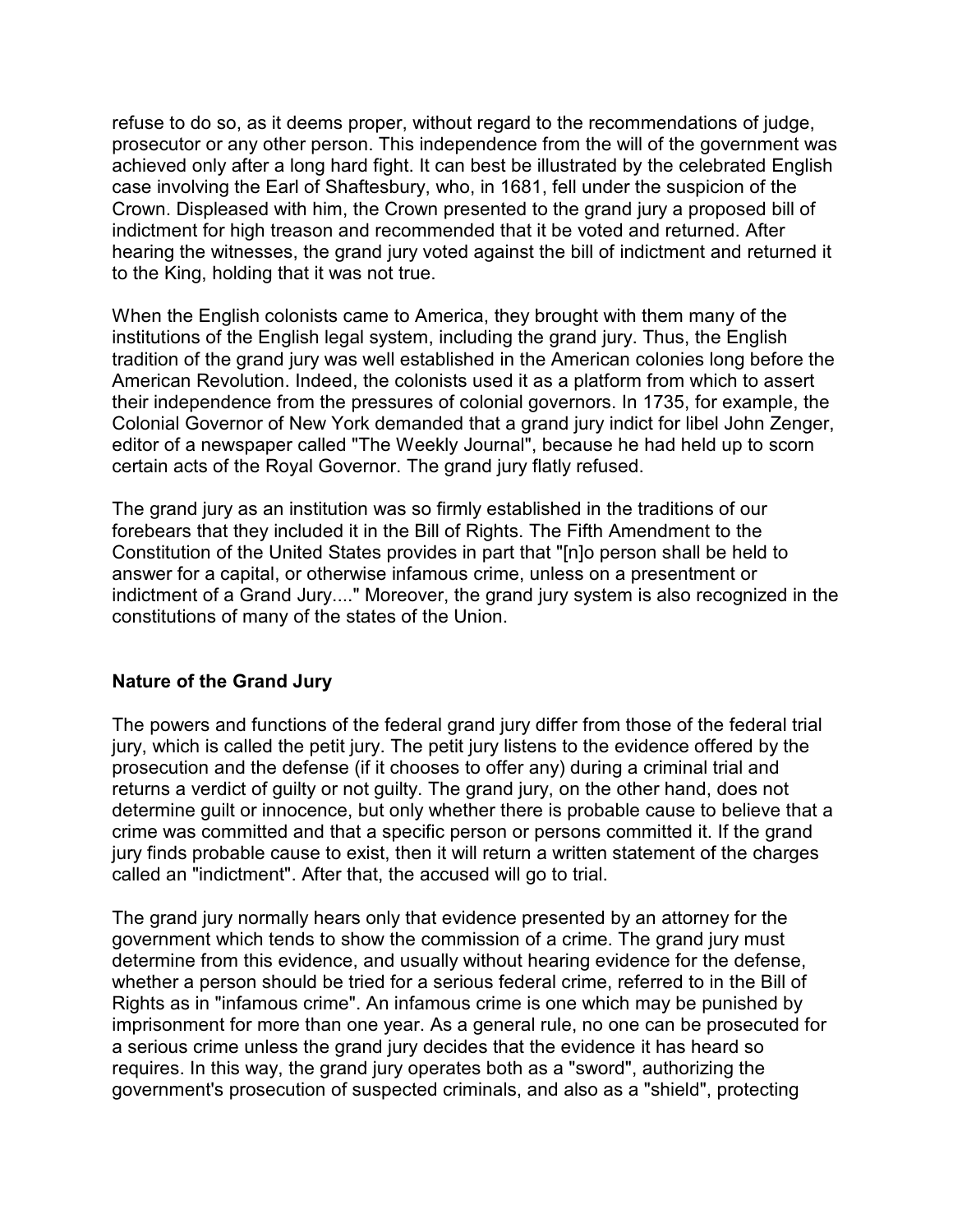refuse to do so, as it deems proper, without regard to the recommendations of judge, prosecutor or any other person. This independence from the will of the government was achieved only after a long hard fight. It can best be illustrated by the celebrated English case involving the Earl of Shaftesbury, who, in 1681, fell under the suspicion of the Crown. Displeased with him, the Crown presented to the grand jury a proposed bill of indictment for high treason and recommended that it be voted and returned. After hearing the witnesses, the grand jury voted against the bill of indictment and returned it to the King, holding that it was not true.

When the English colonists came to America, they brought with them many of the institutions of the English legal system, including the grand jury. Thus, the English tradition of the grand jury was well established in the American colonies long before the American Revolution. Indeed, the colonists used it as a platform from which to assert their independence from the pressures of colonial governors. In 1735, for example, the Colonial Governor of New York demanded that a grand jury indict for libel John Zenger, editor of a newspaper called "The Weekly Journal", because he had held up to scorn certain acts of the Royal Governor. The grand jury flatly refused.

The grand jury as an institution was so firmly established in the traditions of our forebears that they included it in the Bill of Rights. The Fifth Amendment to the Constitution of the United States provides in part that "[n]o person shall be held to answer for a capital, or otherwise infamous crime, unless on a presentment or indictment of a Grand Jury...." Moreover, the grand jury system is also recognized in the constitutions of many of the states of the Union.

## Nature of the Grand Jury

The powers and functions of the federal grand jury differ from those of the federal trial jury, which is called the petit jury. The petit jury listens to the evidence offered by the prosecution and the defense (if it chooses to offer any) during a criminal trial and returns a verdict of guilty or not guilty. The grand jury, on the other hand, does not determine guilt or innocence, but only whether there is probable cause to believe that a crime was committed and that a specific person or persons committed it. If the grand jury finds probable cause to exist, then it will return a written statement of the charges called an "indictment". After that, the accused will go to trial.

The grand jury normally hears only that evidence presented by an attorney for the government which tends to show the commission of a crime. The grand jury must determine from this evidence, and usually without hearing evidence for the defense, whether a person should be tried for a serious federal crime, referred to in the Bill of Rights as in "infamous crime". An infamous crime is one which may be punished by imprisonment for more than one year. As a general rule, no one can be prosecuted for a serious crime unless the grand jury decides that the evidence it has heard so requires. In this way, the grand jury operates both as a "sword", authorizing the government's prosecution of suspected criminals, and also as a "shield", protecting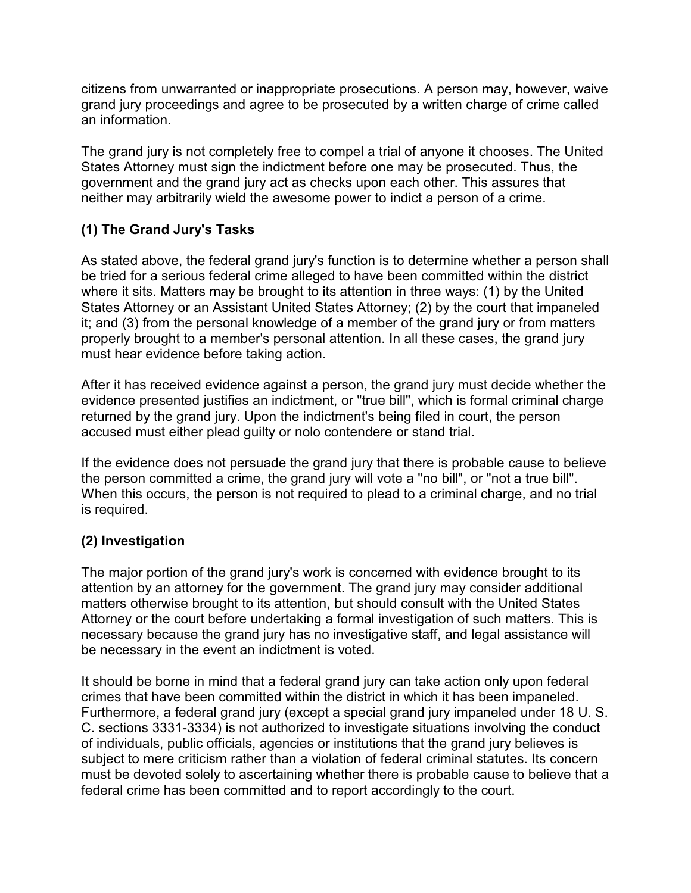citizens from unwarranted or inappropriate prosecutions. A person may, however, waive grand jury proceedings and agree to be prosecuted by a written charge of crime called an information.

The grand jury is not completely free to compel a trial of anyone it chooses. The United States Attorney must sign the indictment before one may be prosecuted. Thus, the government and the grand jury act as checks upon each other. This assures that neither may arbitrarily wield the awesome power to indict a person of a crime.

### (1) The Grand Jury's Tasks

As stated above, the federal grand jury's function is to determine whether a person shall be tried for a serious federal crime alleged to have been committed within the district where it sits. Matters may be brought to its attention in three ways: (1) by the United States Attorney or an Assistant United States Attorney; (2) by the court that impaneled it; and (3) from the personal knowledge of a member of the grand jury or from matters properly brought to a member's personal attention. In all these cases, the grand jury must hear evidence before taking action.

After it has received evidence against a person, the grand jury must decide whether the evidence presented justifies an indictment, or "true bill", which is formal criminal charge returned by the grand jury. Upon the indictment's being filed in court, the person accused must either plead guilty or nolo contendere or stand trial.

If the evidence does not persuade the grand jury that there is probable cause to believe the person committed a crime, the grand jury will vote a "no bill", or "not a true bill". When this occurs, the person is not required to plead to a criminal charge, and no trial is required.

### (2) Investigation

The major portion of the grand jury's work is concerned with evidence brought to its attention by an attorney for the government. The grand jury may consider additional matters otherwise brought to its attention, but should consult with the United States Attorney or the court before undertaking a formal investigation of such matters. This is necessary because the grand jury has no investigative staff, and legal assistance will be necessary in the event an indictment is voted.

It should be borne in mind that a federal grand jury can take action only upon federal crimes that have been committed within the district in which it has been impaneled. Furthermore, a federal grand jury (except a special grand jury impaneled under 18 U. S. C. sections 3331-3334) is not authorized to investigate situations involving the conduct of individuals, public officials, agencies or institutions that the grand jury believes is subject to mere criticism rather than a violation of federal criminal statutes. Its concern must be devoted solely to ascertaining whether there is probable cause to believe that a federal crime has been committed and to report accordingly to the court.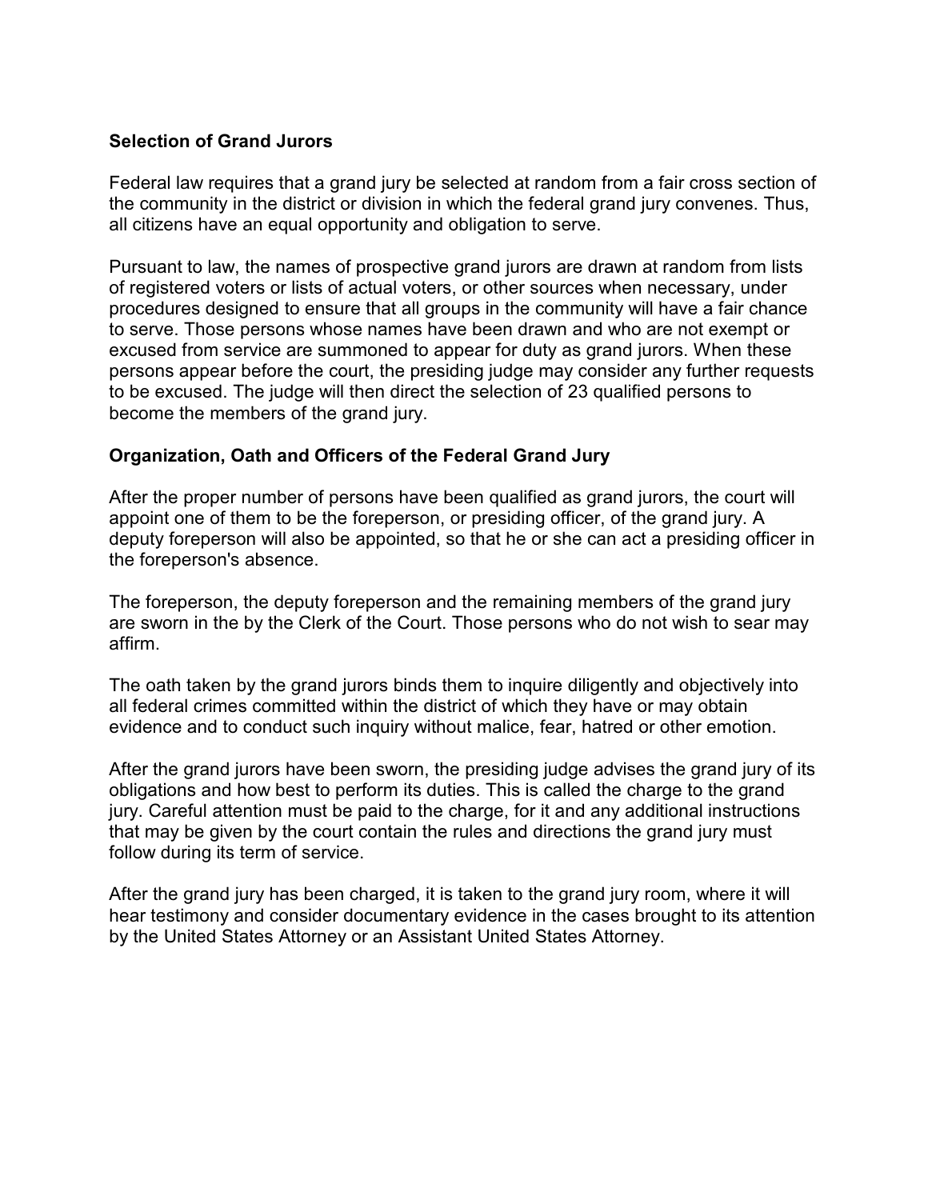## Selection of Grand Jurors

Federal law requires that a grand jury be selected at random from a fair cross section of the community in the district or division in which the federal grand jury convenes. Thus, all citizens have an equal opportunity and obligation to serve.

Pursuant to law, the names of prospective grand jurors are drawn at random from lists of registered voters or lists of actual voters, or other sources when necessary, under procedures designed to ensure that all groups in the community will have a fair chance to serve. Those persons whose names have been drawn and who are not exempt or excused from service are summoned to appear for duty as grand jurors. When these persons appear before the court, the presiding judge may consider any further requests to be excused. The judge will then direct the selection of 23 qualified persons to become the members of the grand jury.

## Organization, Oath and Officers of the Federal Grand Jury

After the proper number of persons have been qualified as grand jurors, the court will appoint one of them to be the foreperson, or presiding officer, of the grand jury. A deputy foreperson will also be appointed, so that he or she can act a presiding officer in the foreperson's absence.

The foreperson, the deputy foreperson and the remaining members of the grand jury are sworn in the by the Clerk of the Court. Those persons who do not wish to sear may affirm.

The oath taken by the grand jurors binds them to inquire diligently and objectively into all federal crimes committed within the district of which they have or may obtain evidence and to conduct such inquiry without malice, fear, hatred or other emotion.

After the grand jurors have been sworn, the presiding judge advises the grand jury of its obligations and how best to perform its duties. This is called the charge to the grand jury. Careful attention must be paid to the charge, for it and any additional instructions that may be given by the court contain the rules and directions the grand jury must follow during its term of service.

After the grand jury has been charged, it is taken to the grand jury room, where it will hear testimony and consider documentary evidence in the cases brought to its attention by the United States Attorney or an Assistant United States Attorney.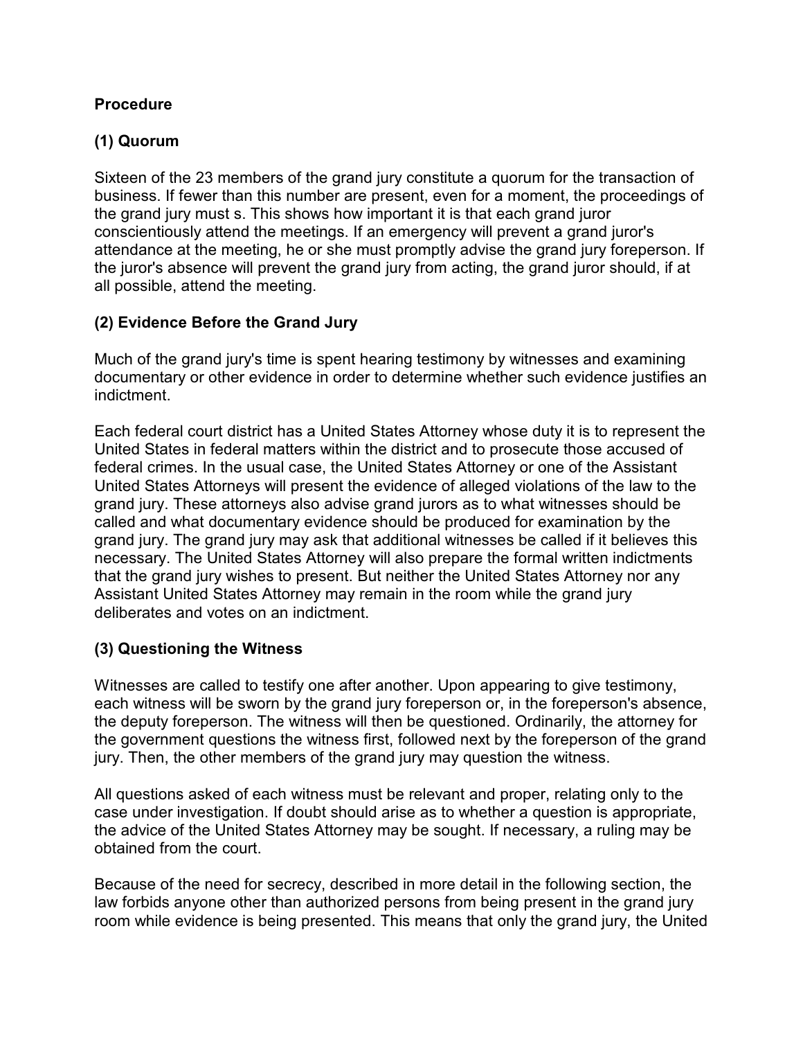**Procedure**

**(1) Quorum**

Sixteen of the 23 members of the grand jury constitute a quorum for the transaction of business. If fewer than this number are present, even for a moment, the proceedings of the grand jury must s. This shows how important it is that each grand juror conscientiously attend the meetings. If an emergency will prevent a grand juror's attendance at the meeting, he or she must promptly advise the grand jury foreperson. If the juror's absence will prevent the grand jury from acting, the grand juror should, if at all possible, attend the meeting.

**(2) Evidence Before the Grand Jury**

Much of the grand jury's time is spent hearing testimony by witnesses and examining documentary or other evidence in order to determine whether such evidence justifies an indictment.

Each federal court district has a United States Attorney whose duty it is to represent the United States in federal matters within the district and to prosecute those accused of federal crimes. In the usual case, the United States Attorney or one of the Assistant United States Attorneys will present the evidence of alleged violations of the law to the grand jury. These attorneys also advise grand jurors as to what witnesses should be called and what documentary evidence should be produced for examination by the grand jury. The grand jury may ask that additional witnesses be called if it believes this necessary. The United States Attorney will also prepare the formal written indictments that the grand jury wishes to present. But neither the United States Attorney nor any Assistant United States Attorney may remain in the room while the grand jury deliberates and votes on an indictment.

**(3) Questioning the Witness**

Witnesses are called to testify one after another. Upon appearing to give testimony, each witness will be sworn by the grand jury foreperson or, in the foreperson's absence, the deputy foreperson. The witness will then be questioned. Ordinarily, the attorney for the government questions the witness first, followed next by the foreperson of the grand jury. Then, the other members of the grand jury may question the witness.

All questions asked of each witness must be relevant and proper, relating only to the case under investigation. If doubt should arise as to whether a question is appropriate, the advice of the United States Attorney may be sought. If necessary, a ruling may be obtained from the court.

Because of the need for secrecy, described in more detail in the following section, the law forbids anyone other than authorized persons from being present in the grand jury room while evidence is being presented. This means that only the grand jury, the United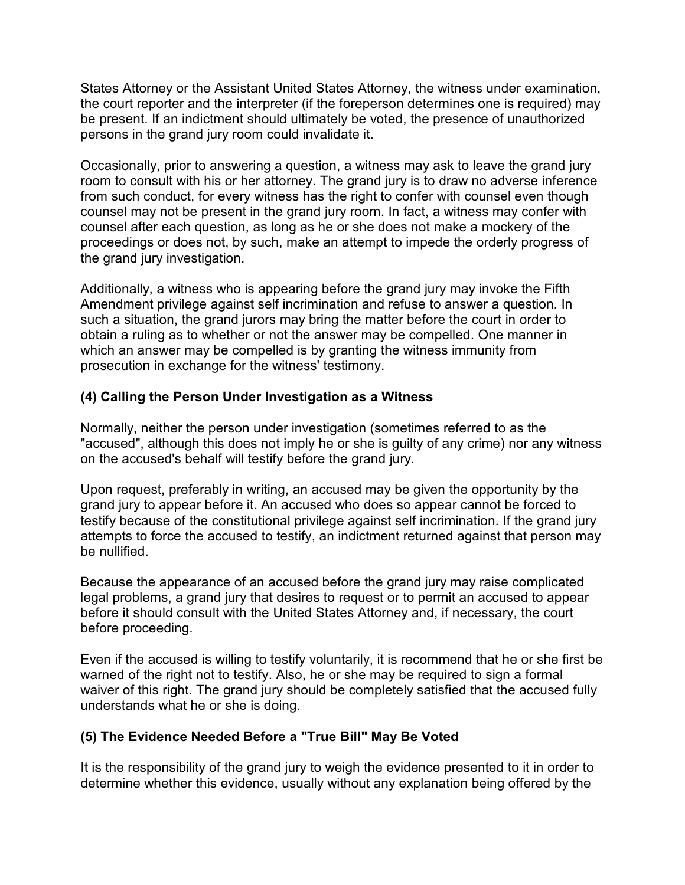States Attorney or the Assistant United States Attorney, the witness under examination, the court reporter and the interpreter (if the foreperson determines one is required) may be present. If an indictment should ultimately be voted, the presence of unauthorized persons in the grand jury room could invalidate it.

Occasionally, prior to answering a question, a witness may ask to leave the grand jury room to consult with his or her attorney. The grand jury is to draw no adverse inference from such conduct, for every witness has the right to confer with counsel even though counsel may not be present in the grand jury room. In fact, a witness may confer with counsel after each question, as long as he or she does not make a mockery of the proceedings or does not, by such, make an attempt to impede the orderly progress of the grand jury investigation.

Additionally, a witness who is appearing before the grand jury may invoke the Fifth Amendment privilege against self incrimination and refuse to answer a question. In such a situation, the grand jurors may bring the matter before the court in order to obtain a ruling as to whether or not the answer may be compelled. One manner in which an answer may be compelled is by granting the witness immunity from prosecution in exchange for the witness' testimony.

### (4) Calling the Person Under Investigation as a Witness

Normally, neither the person under investigation (sometimes referred to as the "accused", although this does not imply he or she is guilty of any crime) nor any witness on the accused's behalf will testify before the grand jury.

Upon request, preferably in writing, an accused may be given the opportunity by the grand jury to appear before it. An accused who does so appear cannot be forced to testify because of the constitutional privilege against self incrimination. If the grand jury attempts to force the accused to testify, an indictment returned against that person may be nullified.

Because the appearance of an accused before the grand jury may raise complicated legal problems, a grand jury that desires to request or to permit an accused to appear before it should consult with the United States Attorney and, if necessary, the court before proceeding.

Even if the accused is willing to testify voluntarily, it is recommend that he or she first be warned of the right not to testify. Also, he or she may be required to sign a formal waiver of this right. The grand jury should be completely satisfied that the accused fully understands what he or she is doing.

### (5) The Evidence Needed Before a "True Bill" May Be Voted

It is the responsibility of the grand jury to weigh the evidence presented to it in order to determine whether this evidence, usually without any explanation being offered by the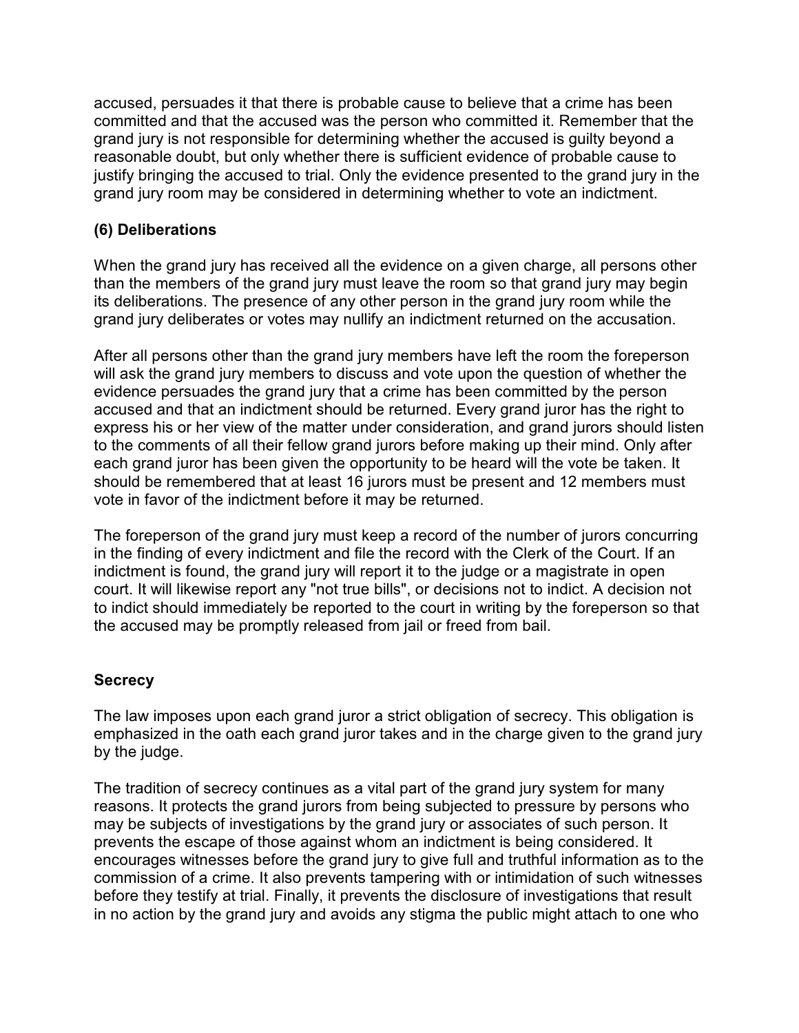accused, persuades it that there is probable cause to believe that a crime has been committed and that the accused was the person who committed it. Remember that the grand jury is not responsible for determining whether the accused is guilty beyond a reasonable doubt, but only whether there is sufficient evidence of probable cause to justify bringing the accused to trial. Only the evidence presented to the grand jury in the grand jury room may be considered in determining whether to vote an indictment.

### (6) Deliberations

When the grand jury has received all the evidence on a given charge, all persons other than the members of the grand jury must leave the room so that grand jury may begin its deliberations. The presence of any other person in the grand jury room while the grand jury deliberates or votes may nullify an indictment returned on the accusation.

After all persons other than the grand jury members have left the room the foreperson will ask the grand jury members to discuss and vote upon the question of whether the evidence persuades the grand jury that a crime has been committed by the person accused and that an indictment should be returned. Every grand juror has the right to express his or her view of the matter under consideration, and grand jurors should listen to the comments of all their fellow grand jurors before making up their mind. Only after each grand juror has been given the opportunity to be heard will the vote be taken. It should be remembered that at least 16 jurors must be present and 12 members must vote in favor of the indictment before it may be returned.

The foreperson of the grand jury must keep a record of the number of jurors concurring in the finding of every indictment and file the record with the Clerk of the Court. If an indictment is found, the grand jury will report it to the judge or a magistrate in open court. It will likewise report any "not true bills", or decisions not to indict. A decision not to indict should immediately be reported to the court in writing by the foreperson so that the accused may be promptly released from jail or freed from bail.

### Secrecy

The law imposes upon each grand juror a strict obligation of secrecy. This obligation is emphasized in the oath each grand juror takes and in the charge given to the grand jury by the judge.

The tradition of secrecy continues as a vital part of the grand jury system for many reasons. It protects the grand jurors from being subjected to pressure by persons who may be subjects of investigations by the grand jury or associates of such person. It prevents the escape of those against whom an indictment is being considered. It encourages witnesses before the grand jury to give full and truthful information as to the commission of a crime. It also prevents tampering with or intimidation of such witnesses before they testify at trial. Finally, it prevents the disclosure of investigations that result in no action by the grand jury and avoids any stigma the public might attach to one who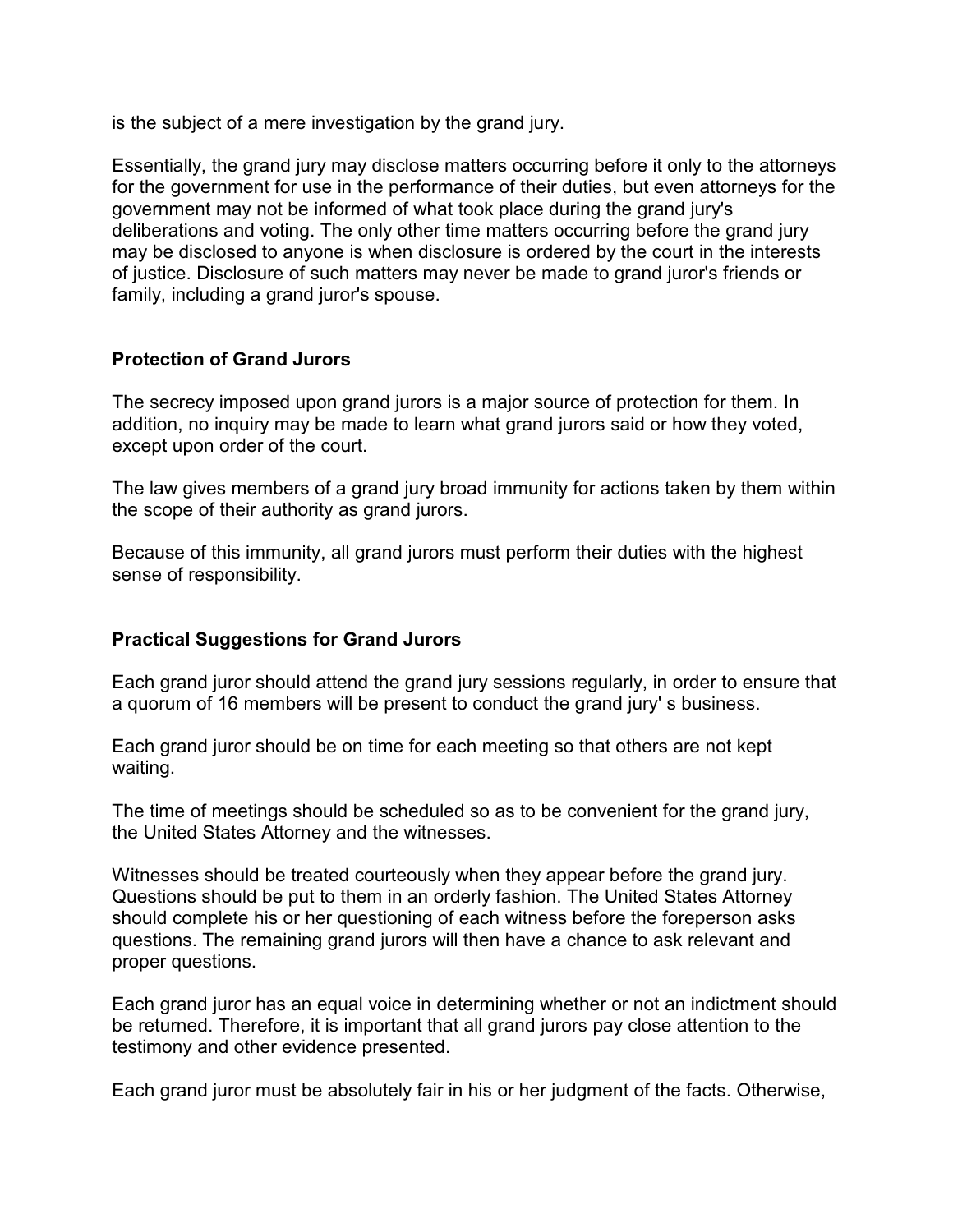is the subject of a mere investigation by the grand jury.

Essentially, the grand jury may disclose matters occurring before it only to the attorneys for the government for use in the performance of their duties, but even attorneys for the government may not be informed of what took place during the grand jury's deliberations and voting. The only other time matters occurring before the grand jury may be disclosed to anyone is when disclosure is ordered by the court in the interests of justice. Disclosure of such matters may never be made to grand juror's friends or family, including a grand juror's spouse.

## Protection of Grand Jurors

The secrecy imposed upon grand jurors is a major source of protection for them. In addition, no inquiry may be made to learn what grand jurors said or how they voted, except upon order of the court.

The law gives members of a grand jury broad immunity for actions taken by them within the scope of their authority as grand jurors.

Because of this immunity, all grand jurors must perform their duties with the highest sense of responsibility.

## Practical Suggestions for Grand Jurors

Each grand juror should attend the grand jury sessions regularly, in order to ensure that a quorum of 16 members will be present to conduct the grand jury' s business.

Each grand juror should be on time for each meeting so that others are not kept waiting.

The time of meetings should be scheduled so as to be convenient for the grand jury, the United States Attorney and the witnesses.

Witnesses should be treated courteously when they appear before the grand jury. Questions should be put to them in an orderly fashion. The United States Attorney should complete his or her questioning of each witness before the foreperson asks questions. The remaining grand jurors will then have a chance to ask relevant and proper questions.

Each grand juror has an equal voice in determining whether or not an indictment should be returned. Therefore, it is important that all grand jurors pay close attention to the testimony and other evidence presented.

Each grand juror must be absolutely fair in his or her judgment of the facts. Otherwise,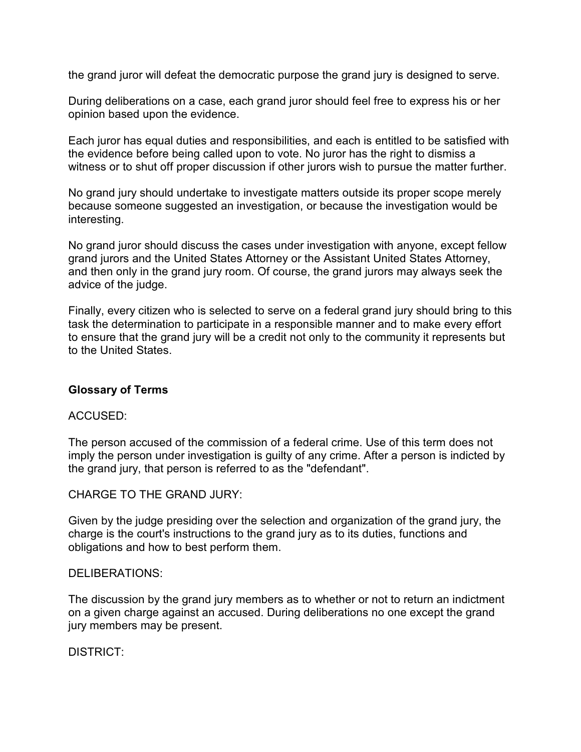the grand juror will defeat the democratic purpose the grand jury is designed to serve.

During deliberations on a case, each grand juror should feel free to express his or her opinion based upon the evidence.

Each juror has equal duties and responsibilities, and each is entitled to be satisfied with the evidence before being called upon to vote. No juror has the right to dismiss a witness or to shut off proper discussion if other jurors wish to pursue the matter further.

No grand jury should undertake to investigate matters outside its proper scope merely because someone suggested an investigation, or because the investigation would be interesting.

No grand juror should discuss the cases under investigation with anyone, except fellow grand jurors and the United States Attorney or the Assistant United States Attorney, and then only in the grand jury room. Of course, the grand jurors may always seek the advice of the judge.

Finally, every citizen who is selected to serve on a federal grand jury should bring to this task the determination to participate in a responsible manner and to make every effort to ensure that the grand jury will be a credit not only to the community it represents but to the United States.

## Glossary of Terms

ACCUSED:

The person accused of the commission of a federal crime. Use of this term does not imply the person under investigation is guilty of any crime. After a person is indicted by the grand jury, that person is referred to as the "defendant".

CHARGE TO THE GRAND JURY:

Given by the judge presiding over the selection and organization of the grand jury, the charge is the court's instructions to the grand jury as to its duties, functions and obligations and how to best perform them.

DELIBERATIONS:

The discussion by the grand jury members as to whether or not to return an indictment on a given charge against an accused. During deliberations no one except the grand jury members may be present.

DISTRICT: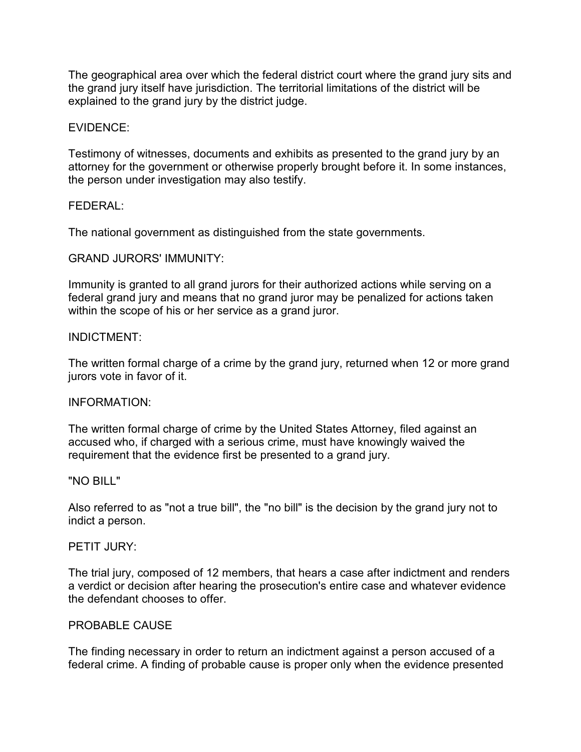The geographical area over which the federal district court where the grand jury sits and the grand jury itself have jurisdiction. The territorial limitations of the district will be explained to the grand jury by the district judge.

EVIDENCE:

Testimony of witnesses, documents and exhibits as presented to the grand jury by an attorney for the government or otherwise properly brought before it. In some instances, the person under investigation may also testify.

FEDERAL:

The national government as distinguished from the state governments.

GRAND JURORS' IMMUNITY:

Immunity is granted to all grand jurors for their authorized actions while serving on a federal grand jury and means that no grand juror may be penalized for actions taken within the scope of his or her service as a grand juror.

INDICTMENT:

The written formal charge of a crime by the grand jury, returned when 12 or more grand jurors vote in favor of it.

INFORMATION:

The written formal charge of crime by the United States Attorney, filed against an accused who, if charged with a serious crime, must have knowingly waived the requirement that the evidence first be presented to a grand jury.

"NO BILL"

Also referred to as "not a true bill", the "no bill" is the decision by the grand jury not to indict a person.

PETIT JURY:

The trial jury, composed of 12 members, that hears a case after indictment and renders a verdict or decision after hearing the prosecution's entire case and whatever evidence the defendant chooses to offer.

PROBABLE CAUSE

The finding necessary in order to return an indictment against a person accused of a federal crime. A finding of probable cause is proper only when the evidence presented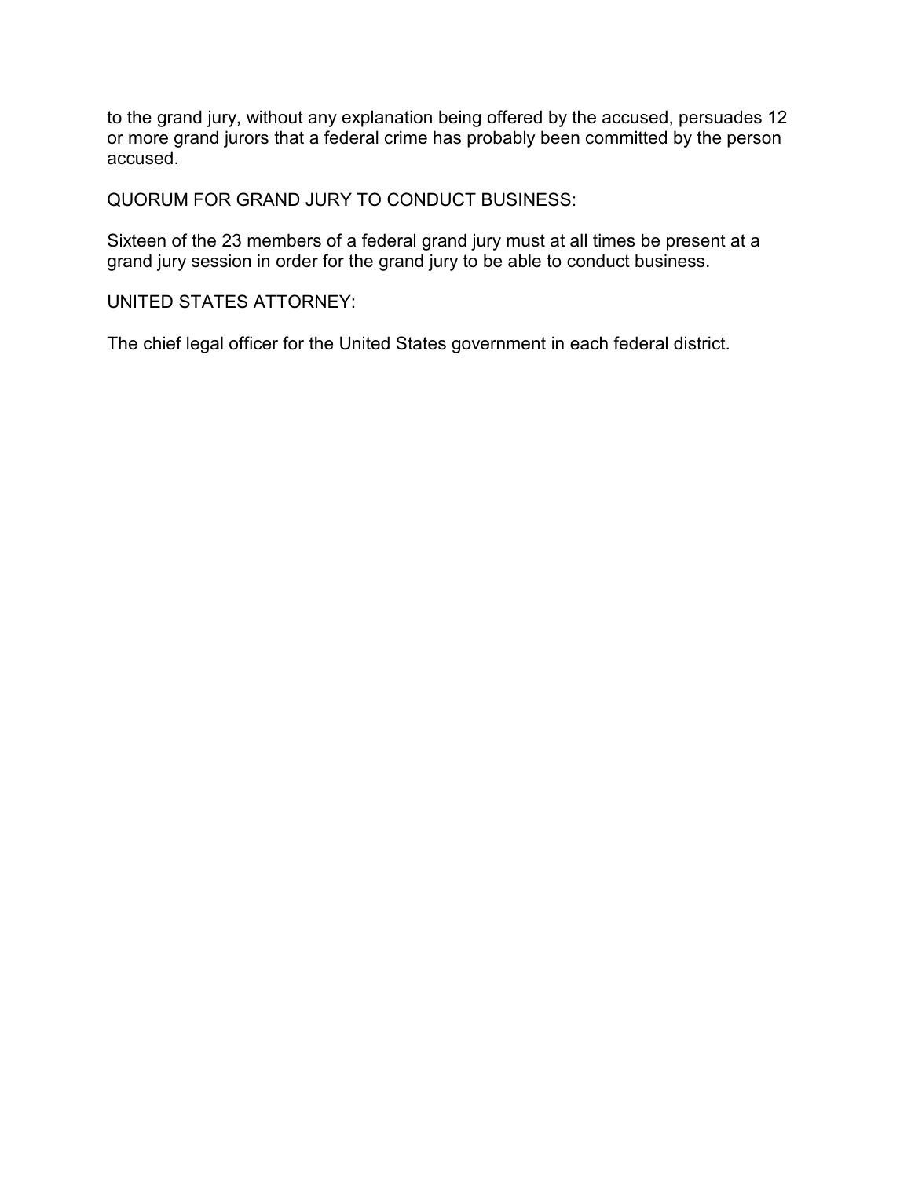to the grand jury, without any explanation being offered by the accused, persuades 12 or more grand jurors that a federal crime has probably been committed by the person accused.

QUORUM FOR GRAND JURY TO CONDUCT BUSINESS:

Sixteen of the 23 members of a federal grand jury must at all times be present at a grand jury session in order for the grand jury to be able to conduct business.

UNITED STATES ATTORNEY:

The chief legal officer for the United States government in each federal district.